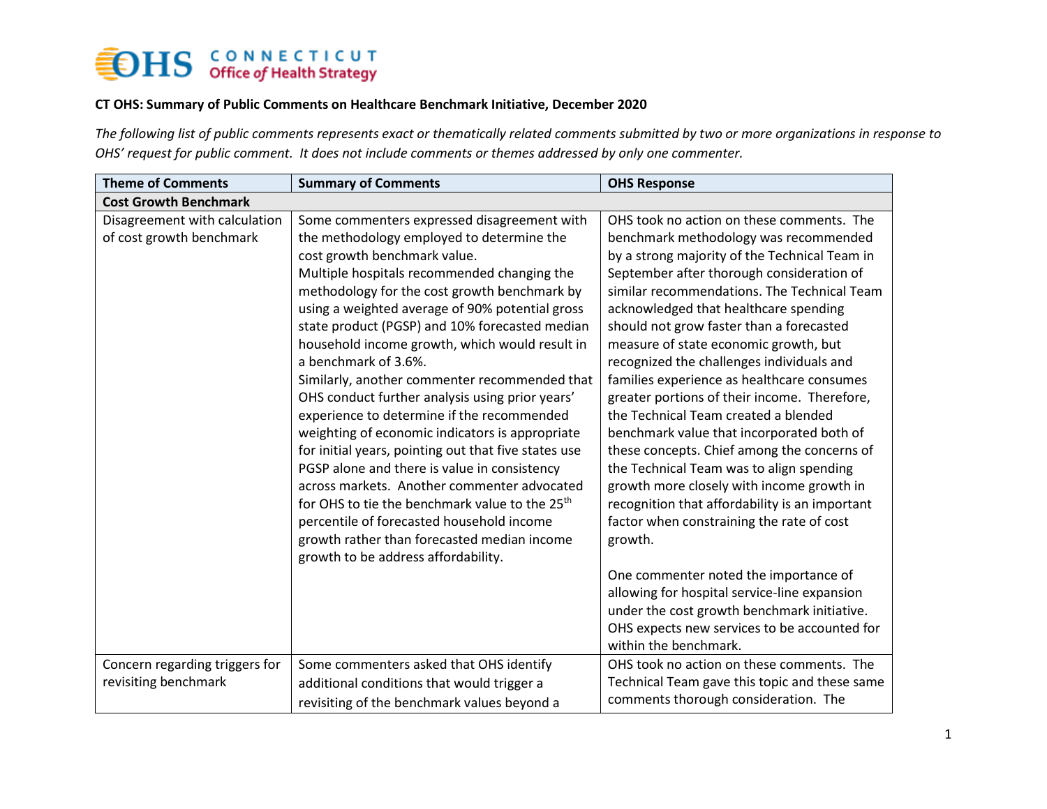CONNECTICUT Office of Health Strategy

**CT OHS: Summary of Public Comments on Healthcare Benchmark Initiative, December 2020**

*The following list of public comments represents exact or thematically related comments submitted by two or more organizations in response to OHS' request for public comment. It does not include comments or themes addressed by only one commenter.*

| Theme of Comments | Summary of Comments | OHS Response |
|---|---|---|
| **Cost Growth Benchmark** | | |
| Disagreement with calculation of cost growth benchmark | Some commenters expressed disagreement with the methodology employed to determine the cost growth benchmark value.<br>Multiple hospitals recommended changing the methodology for the cost growth benchmark by using a weighted average of 90% potential gross state product (PGSP) and 10% forecasted median household income growth, which would result in a benchmark of 3.6%.<br>Similarly, another commenter recommended that OHS conduct further analysis using prior years' experience to determine if the recommended weighting of economic indicators is appropriate for initial years, pointing out that five states use PGSP alone and there is value in consistency across markets. Another commenter advocated for OHS to tie the benchmark value to the 25th percentile of forecasted household income growth rather than forecasted median income growth to be address affordability. | OHS took no action on these comments. The benchmark methodology was recommended by a strong majority of the Technical Team in September after thorough consideration of similar recommendations. The Technical Team acknowledged that healthcare spending should not grow faster than a forecasted measure of state economic growth, but recognized the challenges individuals and families experience as healthcare consumes greater portions of their income. Therefore, the Technical Team created a blended benchmark value that incorporated both of these concepts. Chief among the concerns of the Technical Team was to align spending growth more closely with income growth in recognition that affordability is an important factor when constraining the rate of cost growth.<br><br>One commenter noted the importance of allowing for hospital service-line expansion under the cost growth benchmark initiative. OHS expects new services to be accounted for within the benchmark. |
| Concern regarding triggers for revisiting benchmark | Some commenters asked that OHS identify additional conditions that would trigger a revisiting of the benchmark values beyond a | OHS took no action on these comments. The Technical Team gave this topic and these same comments thorough consideration. The |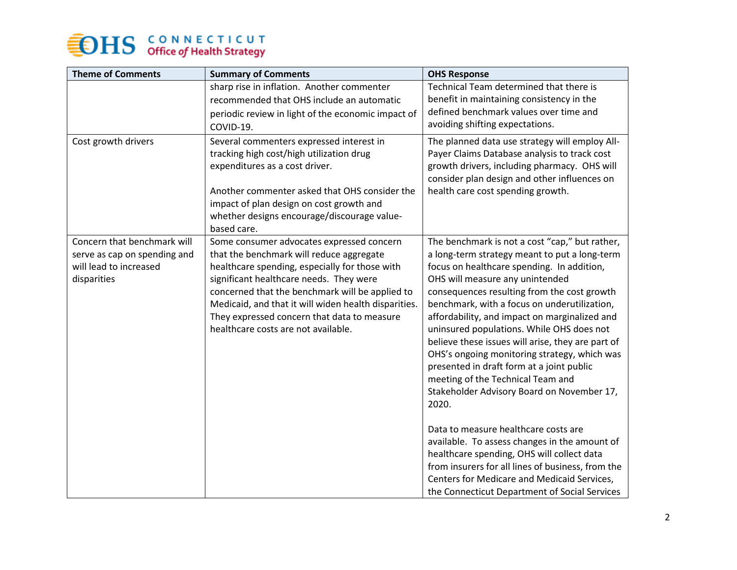| Theme of Comments | Summary of Comments | OHS Response |
|---|---|---|
| | sharp rise in inflation. Another commenter recommended that OHS include an automatic periodic review in light of the economic impact of COVID-19. | Technical Team determined that there is benefit in maintaining consistency in the defined benchmark values over time and avoiding shifting expectations. |
| Cost growth drivers | Several commenters expressed interest in tracking high cost/high utilization drug expenditures as a cost driver.<br><br>Another commenter asked that OHS consider the impact of plan design on cost growth and whether designs encourage/discourage value-based care. | The planned data use strategy will employ All-Payer Claims Database analysis to track cost growth drivers, including pharmacy. OHS will consider plan design and other influences on health care cost spending growth. |
| Concern that benchmark will serve as cap on spending and will lead to increased disparities | Some consumer advocates expressed concern that the benchmark will reduce aggregate healthcare spending, especially for those with significant healthcare needs. They were concerned that the benchmark will be applied to Medicaid, and that it will widen health disparities. They expressed concern that data to measure healthcare costs are not available. | The benchmark is not a cost "cap," but rather, a long-term strategy meant to put a long-term focus on healthcare spending. In addition, OHS will measure any unintended consequences resulting from the cost growth benchmark, with a focus on underutilization, affordability, and impact on marginalized and uninsured populations. While OHS does not believe these issues will arise, they are part of OHS's ongoing monitoring strategy, which was presented in draft form at a joint public meeting of the Technical Team and Stakeholder Advisory Board on November 17, 2020.<br><br>Data to measure healthcare costs are available. To assess changes in the amount of healthcare spending, OHS will collect data from insurers for all lines of business, from the Centers for Medicare and Medicaid Services, the Connecticut Department of Social Services |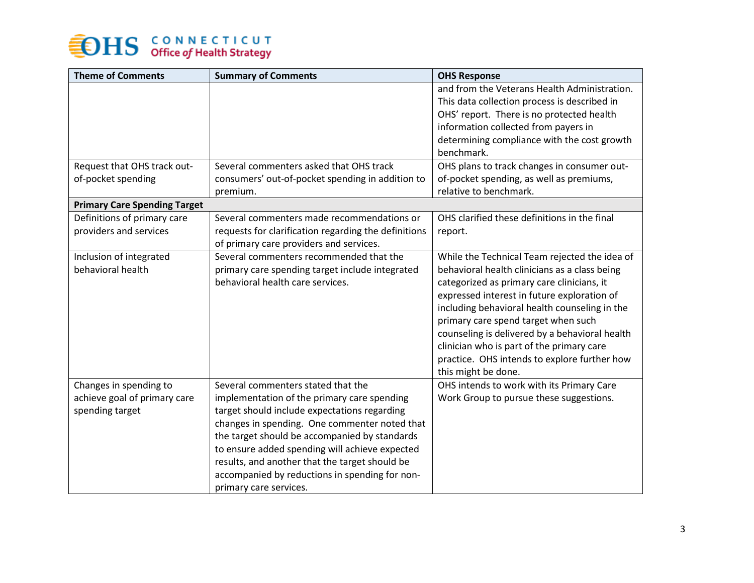| Theme of Comments | Summary of Comments | OHS Response |
|---|---|---|
| | | and from the Veterans Health Administration. This data collection process is described in OHS' report. There is no protected health information collected from payers in determining compliance with the cost growth benchmark. |
| Request that OHS track out-of-pocket spending | Several commenters asked that OHS track consumers' out-of-pocket spending in addition to premium. | OHS plans to track changes in consumer out-of-pocket spending, as well as premiums, relative to benchmark. |
| **Primary Care Spending Target** | | |
| Definitions of primary care providers and services | Several commenters made recommendations or requests for clarification regarding the definitions of primary care providers and services. | OHS clarified these definitions in the final report. |
| Inclusion of integrated behavioral health | Several commenters recommended that the primary care spending target include integrated behavioral health care services. | While the Technical Team rejected the idea of behavioral health clinicians as a class being categorized as primary care clinicians, it expressed interest in future exploration of including behavioral health counseling in the primary care spend target when such counseling is delivered by a behavioral health clinician who is part of the primary care practice. OHS intends to explore further how this might be done. |
| Changes in spending to achieve goal of primary care spending target | Several commenters stated that the implementation of the primary care spending target should include expectations regarding changes in spending. One commenter noted that the target should be accompanied by standards to ensure added spending will achieve expected results, and another that the target should be accompanied by reductions in spending for non-primary care services. | OHS intends to work with its Primary Care Work Group to pursue these suggestions. |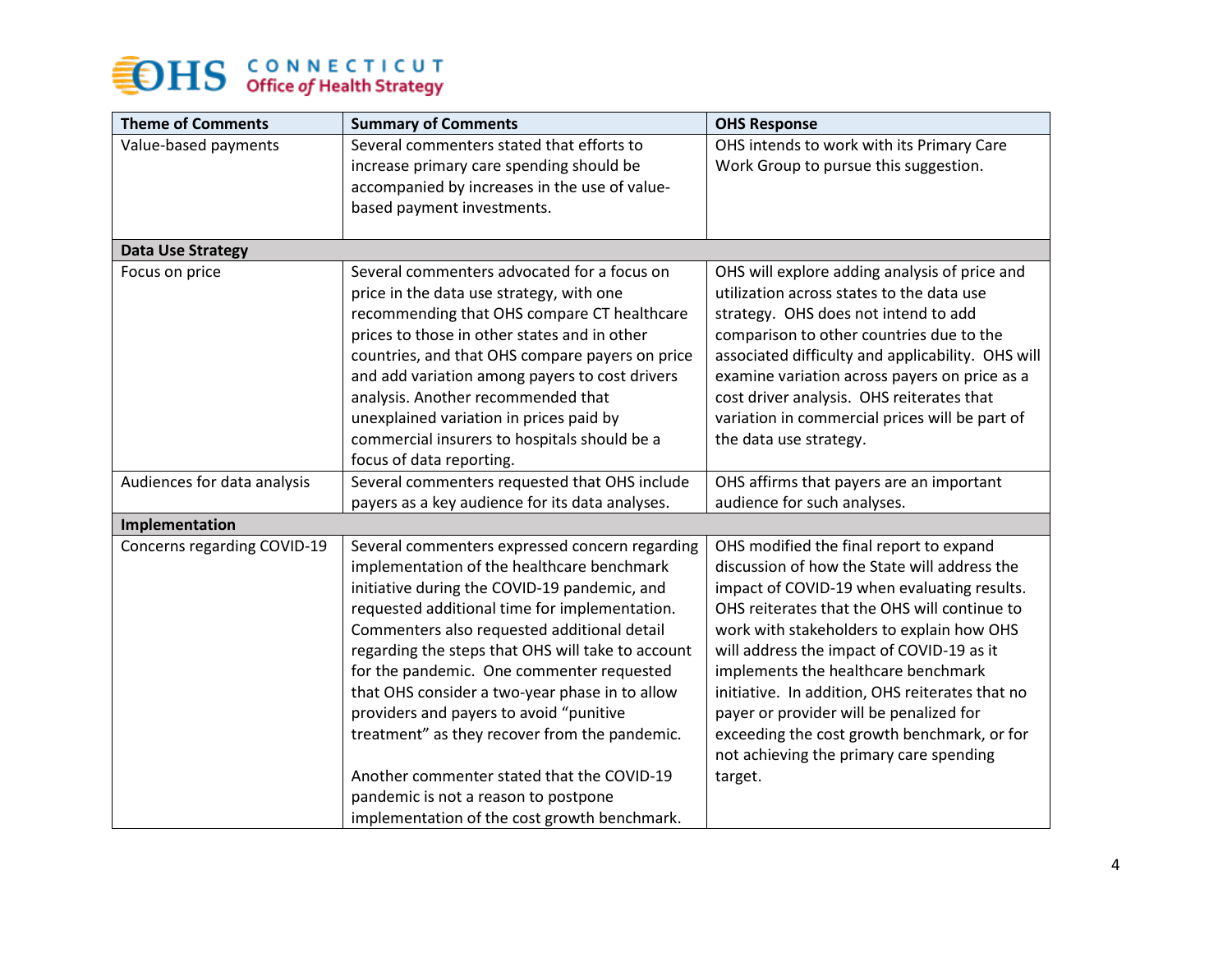| Theme of Comments | Summary of Comments | OHS Response |
|---|---|---|
| Value-based payments | Several commenters stated that efforts to increase primary care spending should be accompanied by increases in the use of value-based payment investments. | OHS intends to work with its Primary Care Work Group to pursue this suggestion. |
| **Data Use Strategy** | | |
| Focus on price | Several commenters advocated for a focus on price in the data use strategy, with one recommending that OHS compare CT healthcare prices to those in other states and in other countries, and that OHS compare payers on price and add variation among payers to cost drivers analysis. Another recommended that unexplained variation in prices paid by commercial insurers to hospitals should be a focus of data reporting. | OHS will explore adding analysis of price and utilization across states to the data use strategy. OHS does not intend to add comparison to other countries due to the associated difficulty and applicability. OHS will examine variation across payers on price as a cost driver analysis. OHS reiterates that variation in commercial prices will be part of the data use strategy. |
| Audiences for data analysis | Several commenters requested that OHS include payers as a key audience for its data analyses. | OHS affirms that payers are an important audience for such analyses. |
| **Implementation** | | |
| Concerns regarding COVID-19 | Several commenters expressed concern regarding implementation of the healthcare benchmark initiative during the COVID-19 pandemic, and requested additional time for implementation. Commenters also requested additional detail regarding the steps that OHS will take to account for the pandemic. One commenter requested that OHS consider a two-year phase in to allow providers and payers to avoid "punitive treatment" as they recover from the pandemic.<br><br>Another commenter stated that the COVID-19 pandemic is not a reason to postpone implementation of the cost growth benchmark. | OHS modified the final report to expand discussion of how the State will address the impact of COVID-19 when evaluating results. OHS reiterates that the OHS will continue to work with stakeholders to explain how OHS will address the impact of COVID-19 as it implements the healthcare benchmark initiative. In addition, OHS reiterates that no payer or provider will be penalized for exceeding the cost growth benchmark, or for not achieving the primary care spending target. |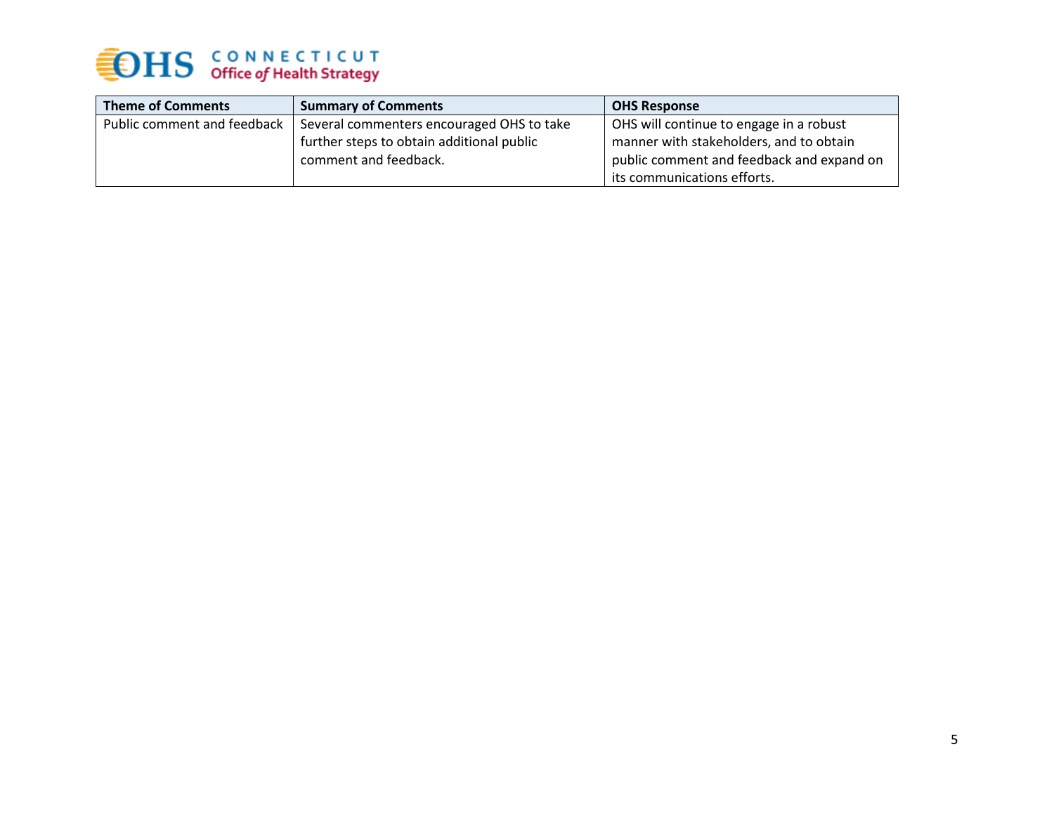| Theme of Comments | Summary of Comments | OHS Response |
|---|---|---|
| Public comment and feedback | Several commenters encouraged OHS to take further steps to obtain additional public comment and feedback. | OHS will continue to engage in a robust manner with stakeholders, and to obtain public comment and feedback and expand on its communications efforts. |